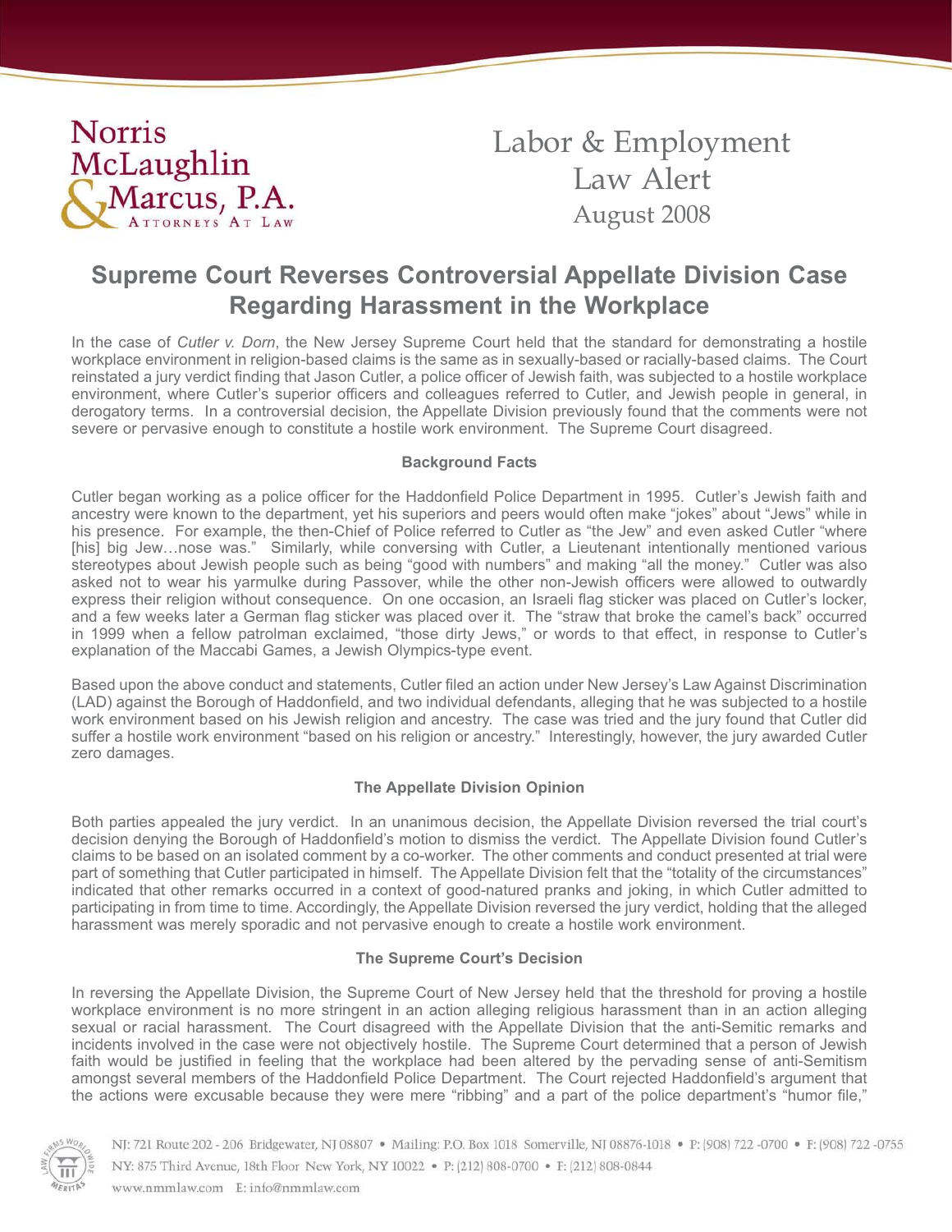Norris McLaughlin & Marcus, P.A.
Attorneys At Law

Labor & Employment Law Alert
August 2008

# Supreme Court Reverses Controversial Appellate Division Case Regarding Harassment in the Workplace

In the case of *Cutler v. Dorn*, the New Jersey Supreme Court held that the standard for demonstrating a hostile workplace environment in religion-based claims is the same as in sexually-based or racially-based claims. The Court reinstated a jury verdict finding that Jason Cutler, a police officer of Jewish faith, was subjected to a hostile workplace environment, where Cutler's superior officers and colleagues referred to Cutler, and Jewish people in general, in derogatory terms. In a controversial decision, the Appellate Division previously found that the comments were not severe or pervasive enough to constitute a hostile work environment. The Supreme Court disagreed.

### Background Facts

Cutler began working as a police officer for the Haddonfield Police Department in 1995. Cutler's Jewish faith and ancestry were known to the department, yet his superiors and peers would often make "jokes" about "Jews" while in his presence. For example, the then-Chief of Police referred to Cutler as "the Jew" and even asked Cutler "where [his] big Jew…nose was." Similarly, while conversing with Cutler, a Lieutenant intentionally mentioned various stereotypes about Jewish people such as being "good with numbers" and making "all the money." Cutler was also asked not to wear his yarmulke during Passover, while the other non-Jewish officers were allowed to outwardly express their religion without consequence. On one occasion, an Israeli flag sticker was placed on Cutler's locker, and a few weeks later a German flag sticker was placed over it. The "straw that broke the camel's back" occurred in 1999 when a fellow patrolman exclaimed, "those dirty Jews," or words to that effect, in response to Cutler's explanation of the Maccabi Games, a Jewish Olympics-type event.

Based upon the above conduct and statements, Cutler filed an action under New Jersey's Law Against Discrimination (LAD) against the Borough of Haddonfield, and two individual defendants, alleging that he was subjected to a hostile work environment based on his Jewish religion and ancestry. The case was tried and the jury found that Cutler did suffer a hostile work environment "based on his religion or ancestry." Interestingly, however, the jury awarded Cutler zero damages.

### The Appellate Division Opinion

Both parties appealed the jury verdict. In an unanimous decision, the Appellate Division reversed the trial court's decision denying the Borough of Haddonfield's motion to dismiss the verdict. The Appellate Division found Cutler's claims to be based on an isolated comment by a co-worker. The other comments and conduct presented at trial were part of something that Cutler participated in himself. The Appellate Division felt that the "totality of the circumstances" indicated that other remarks occurred in a context of good-natured pranks and joking, in which Cutler admitted to participating in from time to time. Accordingly, the Appellate Division reversed the jury verdict, holding that the alleged harassment was merely sporadic and not pervasive enough to create a hostile work environment.

### The Supreme Court's Decision

In reversing the Appellate Division, the Supreme Court of New Jersey held that the threshold for proving a hostile workplace environment is no more stringent in an action alleging religious harassment than in an action alleging sexual or racial harassment. The Court disagreed with the Appellate Division that the anti-Semitic remarks and incidents involved in the case were not objectively hostile. The Supreme Court determined that a person of Jewish faith would be justified in feeling that the workplace had been altered by the pervading sense of anti-Semitism amongst several members of the Haddonfield Police Department. The Court rejected Haddonfield's argument that the actions were excusable because they were mere "ribbing" and a part of the police department's "humor file,"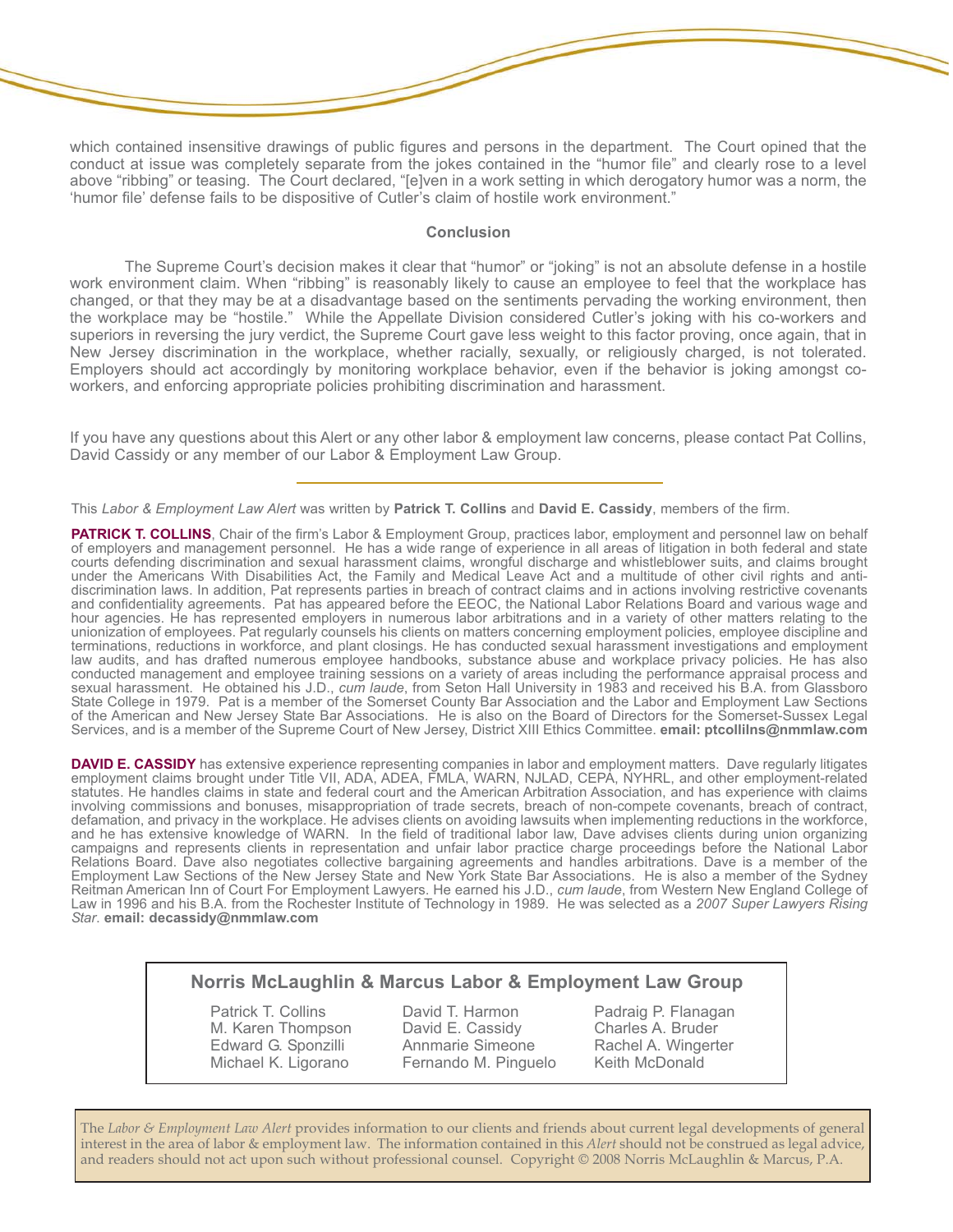which contained insensitive drawings of public figures and persons in the department. The Court opined that the conduct at issue was completely separate from the jokes contained in the "humor file" and clearly rose to a level above "ribbing" or teasing. The Court declared, "[e]ven in a work setting in which derogatory humor was a norm, the 'humor file' defense fails to be dispositive of Cutler's claim of hostile work environment."

## Conclusion

The Supreme Court's decision makes it clear that "humor" or "joking" is not an absolute defense in a hostile work environment claim. When "ribbing" is reasonably likely to cause an employee to feel that the workplace has changed, or that they may be at a disadvantage based on the sentiments pervading the working environment, then the workplace may be "hostile." While the Appellate Division considered Cutler's joking with his co-workers and superiors in reversing the jury verdict, the Supreme Court gave less weight to this factor proving, once again, that in New Jersey discrimination in the workplace, whether racially, sexually, or religiously charged, is not tolerated. Employers should act accordingly by monitoring workplace behavior, even if the behavior is joking amongst co-workers, and enforcing appropriate policies prohibiting discrimination and harassment.

If you have any questions about this Alert or any other labor & employment law concerns, please contact Pat Collins, David Cassidy or any member of our Labor & Employment Law Group.

---

This *Labor & Employment Law Alert* was written by **Patrick T. Collins** and **David E. Cassidy**, members of the firm.

**PATRICK T. COLLINS**, Chair of the firm's Labor & Employment Group, practices labor, employment and personnel law on behalf of employers and management personnel. He has a wide range of experience in all areas of litigation in both federal and state courts defending discrimination and sexual harassment claims, wrongful discharge and whistleblower suits, and claims brought under the Americans With Disabilities Act, the Family and Medical Leave Act and a multitude of other civil rights and anti-discrimination laws. In addition, Pat represents parties in breach of contract claims and in actions involving restrictive covenants and confidentiality agreements. Pat has appeared before the EEOC, the National Labor Relations Board and various wage and hour agencies. He has represented employers in numerous labor arbitrations and in a variety of other matters relating to the unionization of employees. Pat regularly counsels his clients on matters concerning employment policies, employee discipline and terminations, reductions in workforce, and plant closings. He has conducted sexual harassment investigations and employment law audits, and has drafted numerous employee handbooks, substance abuse and workplace privacy policies. He has also conducted management and employee training sessions on a variety of areas including the performance appraisal process and sexual harassment. He obtained his J.D., *cum laude*, from Seton Hall University in 1983 and received his B.A. from Glassboro State College in 1979. Pat is a member of the Somerset County Bar Association and the Labor and Employment Law Sections of the American and New Jersey State Bar Associations. He is also on the Board of Directors for the Somerset-Sussex Legal Services, and is a member of the Supreme Court of New Jersey, District XIII Ethics Committee. **email: ptcollilns@nmmlaw.com**

**DAVID E. CASSIDY** has extensive experience representing companies in labor and employment matters. Dave regularly litigates employment claims brought under Title VII, ADA, ADEA, FMLA, WARN, NJLAD, CEPA, NYHRL, and other employment-related statutes. He handles claims in state and federal court and the American Arbitration Association, and has experience with claims involving commissions and bonuses, misappropriation of trade secrets, breach of non-compete covenants, breach of contract, defamation, and privacy in the workplace. He advises clients on avoiding lawsuits when implementing reductions in the workforce, and he has extensive knowledge of WARN. In the field of traditional labor law, Dave advises clients during union organizing campaigns and represents clients in representation and unfair labor practice charge proceedings before the National Labor Relations Board. Dave also negotiates collective bargaining agreements and handles arbitrations. Dave is a member of the Employment Law Sections of the New Jersey State and New York State Bar Associations. He is also a member of the Sydney Reitman American Inn of Court For Employment Lawyers. He earned his J.D., *cum laude*, from Western New England College of Law in 1996 and his B.A. from the Rochester Institute of Technology in 1989. He was selected as a *2007 Super Lawyers Rising Star*. **email: decassidy@nmmlaw.com**

## Norris McLaughlin & Marcus Labor & Employment Law Group

| | | |
|---|---|---|
| Patrick T. Collins | David T. Harmon | Padraig P. Flanagan |
| M. Karen Thompson | David E. Cassidy | Charles A. Bruder |
| Edward G. Sponzilli | Annmarie Simeone | Rachel A. Wingerter |
| Michael K. Ligorano | Fernando M. Pinguelo | Keith McDonald |

The *Labor & Employment Law Alert* provides information to our clients and friends about current legal developments of general interest in the area of labor & employment law. The information contained in this *Alert* should not be construed as legal advice, and readers should not act upon such without professional counsel. Copyright © 2008 Norris McLaughlin & Marcus, P.A.